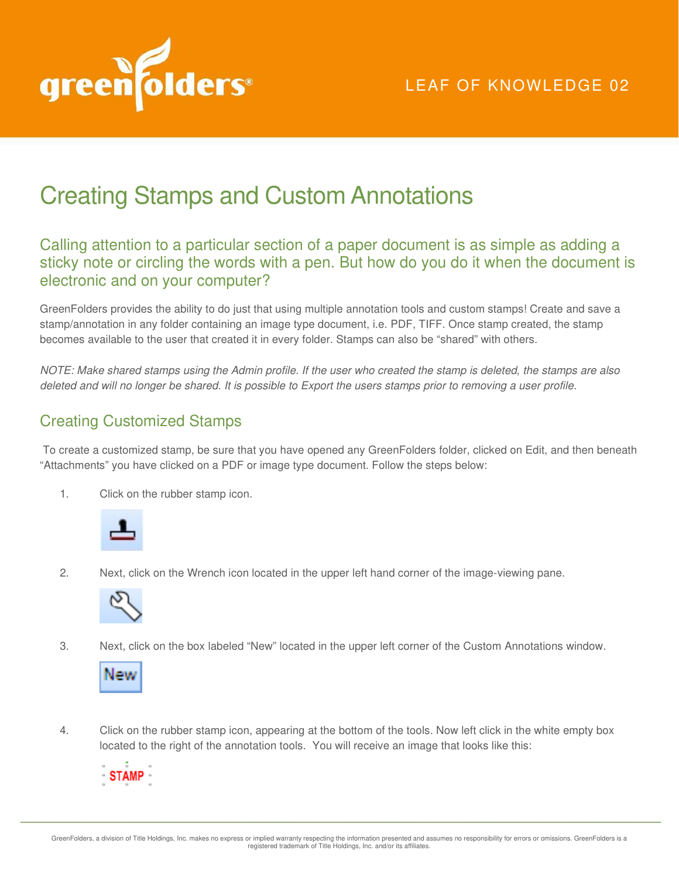LEAF OF KNOWLEDGE 02

# Creating Stamps and Custom Annotations

## Calling attention to a particular section of a paper document is as simple as adding a sticky note or circling the words with a pen. But how do you do it when the document is electronic and on your computer?

GreenFolders provides the ability to do just that using multiple annotation tools and custom stamps! Create and save a stamp/annotation in any folder containing an image type document, i.e. PDF, TIFF. Once stamp created, the stamp becomes available to the user that created it in every folder. Stamps can also be "shared" with others.

*NOTE: Make shared stamps using the Admin profile. If the user who created the stamp is deleted, the stamps are also deleted and will no longer be shared. It is possible to Export the users stamps prior to removing a user profile.*

### Creating Customized Stamps

To create a customized stamp, be sure that you have opened any GreenFolders folder, clicked on Edit, and then beneath "Attachments" you have clicked on a PDF or image type document. Follow the steps below:

1. Click on the rubber stamp icon.

2. Next, click on the Wrench icon located in the upper left hand corner of the image-viewing pane.

3. Next, click on the box labeled "New" located in the upper left corner of the Custom Annotations window.

4. Click on the rubber stamp icon, appearing at the bottom of the tools. Now left click in the white empty box located to the right of the annotation tools. You will receive an image that looks like this: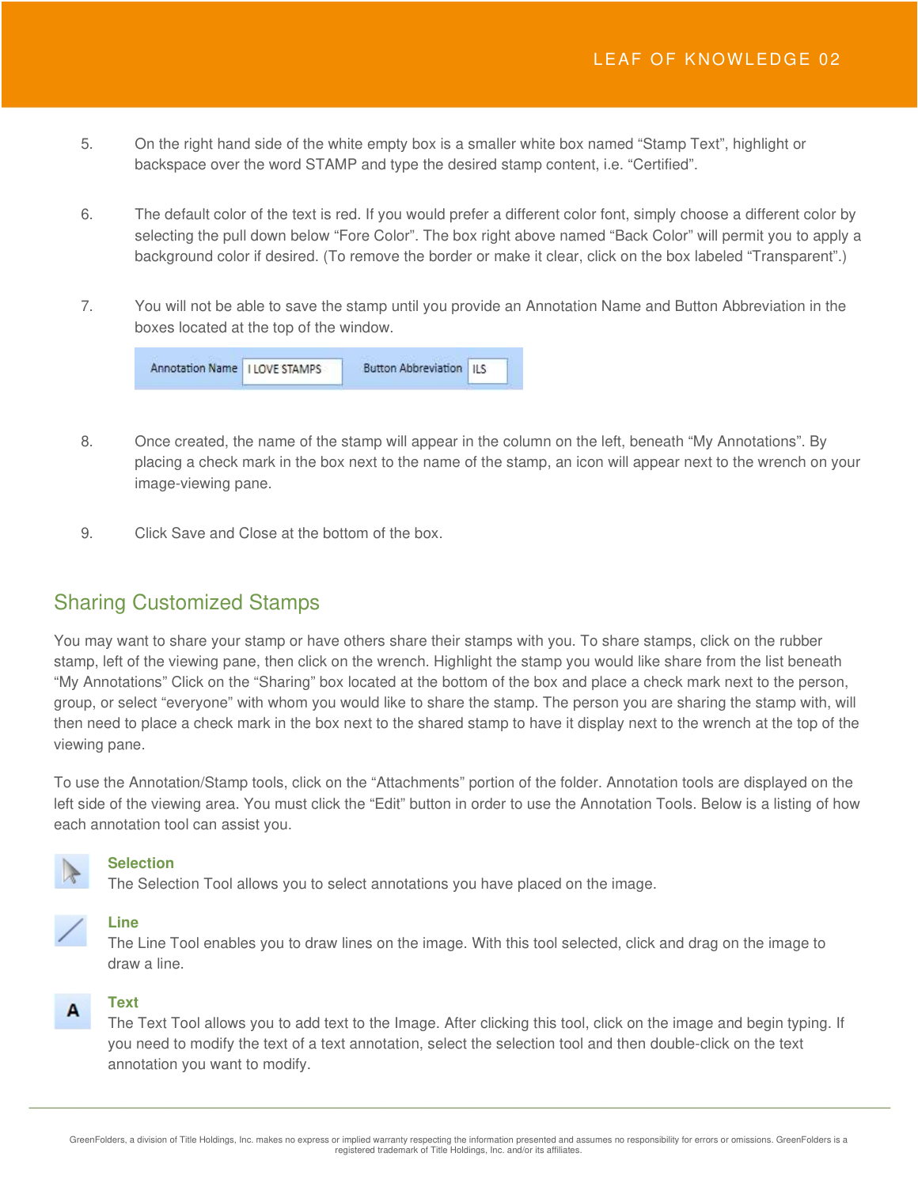5. On the right hand side of the white empty box is a smaller white box named "Stamp Text", highlight or backspace over the word STAMP and type the desired stamp content, i.e. "Certified".

6. The default color of the text is red. If you would prefer a different color font, simply choose a different color by selecting the pull down below "Fore Color". The box right above named "Back Color" will permit you to apply a background color if desired. (To remove the border or make it clear, click on the box labeled "Transparent".)

7. You will not be able to save the stamp until you provide an Annotation Name and Button Abbreviation in the boxes located at the top of the window.

   Annotation Name: I LOVE STAMPS    Button Abbreviation: ILS

8. Once created, the name of the stamp will appear in the column on the left, beneath "My Annotations". By placing a check mark in the box next to the name of the stamp, an icon will appear next to the wrench on your image-viewing pane.

9. Click Save and Close at the bottom of the box.

## Sharing Customized Stamps

You may want to share your stamp or have others share their stamps with you. To share stamps, click on the rubber stamp, left of the viewing pane, then click on the wrench. Highlight the stamp you would like share from the list beneath "My Annotations" Click on the "Sharing" box located at the bottom of the box and place a check mark next to the person, group, or select "everyone" with whom you would like to share the stamp. The person you are sharing the stamp with, will then need to place a check mark in the box next to the shared stamp to have it display next to the wrench at the top of the viewing pane.

To use the Annotation/Stamp tools, click on the "Attachments" portion of the folder. Annotation tools are displayed on the left side of the viewing area. You must click the "Edit" button in order to use the Annotation Tools. Below is a listing of how each annotation tool can assist you.

**Selection**
The Selection Tool allows you to select annotations you have placed on the image.

**Line**
The Line Tool enables you to draw lines on the image. With this tool selected, click and drag on the image to draw a line.

**Text**
The Text Tool allows you to add text to the Image. After clicking this tool, click on the image and begin typing. If you need to modify the text of a text annotation, select the selection tool and then double-click on the text annotation you want to modify.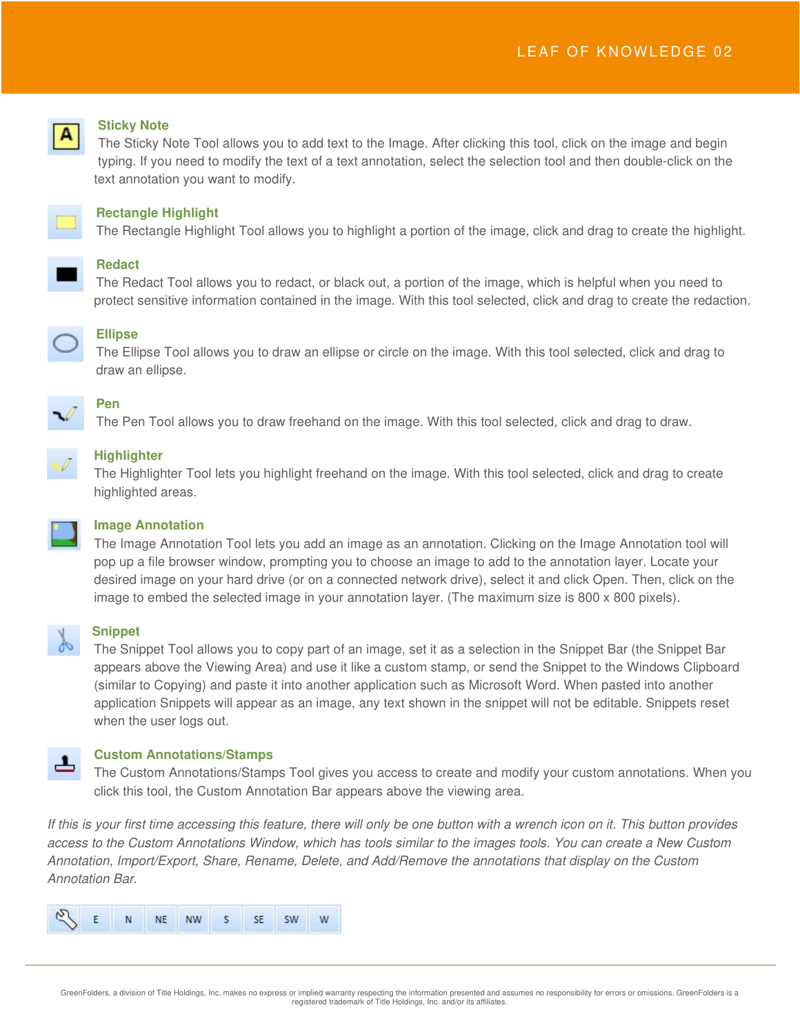### Sticky Note

The Sticky Note Tool allows you to add text to the Image. After clicking this tool, click on the image and begin typing. If you need to modify the text of a text annotation, select the selection tool and then double-click on the text annotation you want to modify.

### Rectangle Highlight

The Rectangle Highlight Tool allows you to highlight a portion of the image, click and drag to create the highlight.

### Redact

The Redact Tool allows you to redact, or black out, a portion of the image, which is helpful when you need to protect sensitive information contained in the image. With this tool selected, click and drag to create the redaction.

### Ellipse

The Ellipse Tool allows you to draw an ellipse or circle on the image. With this tool selected, click and drag to draw an ellipse.

### Pen

The Pen Tool allows you to draw freehand on the image. With this tool selected, click and drag to draw.

### Highlighter

The Highlighter Tool lets you highlight freehand on the image. With this tool selected, click and drag to create highlighted areas.

### Image Annotation

The Image Annotation Tool lets you add an image as an annotation. Clicking on the Image Annotation tool will pop up a file browser window, prompting you to choose an image to add to the annotation layer. Locate your desired image on your hard drive (or on a connected network drive), select it and click Open. Then, click on the image to embed the selected image in your annotation layer. (The maximum size is 800 x 800 pixels).

### Snippet

The Snippet Tool allows you to copy part of an image, set it as a selection in the Snippet Bar (the Snippet Bar appears above the Viewing Area) and use it like a custom stamp, or send the Snippet to the Windows Clipboard (similar to Copying) and paste it into another application such as Microsoft Word. When pasted into another application Snippets will appear as an image, any text shown in the snippet will not be editable. Snippets reset when the user logs out.

### Custom Annotations/Stamps

The Custom Annotations/Stamps Tool gives you access to create and modify your custom annotations. When you click this tool, the Custom Annotation Bar appears above the viewing area.

*If this is your first time accessing this feature, there will only be one button with a wrench icon on it. This button provides access to the Custom Annotations Window, which has tools similar to the images tools. You can create a New Custom Annotation, Import/Export, Share, Rename, Delete, and Add/Remove the annotations that display on the Custom Annotation Bar.*

E N NE NW S SE SW W

GreenFolders, a division of Title Holdings, Inc. makes no express or implied warranty respecting the information presented and assumes no responsibility for errors or omissions. GreenFolders is a registered trademark of Title Holdings, Inc. and/or its affiliates.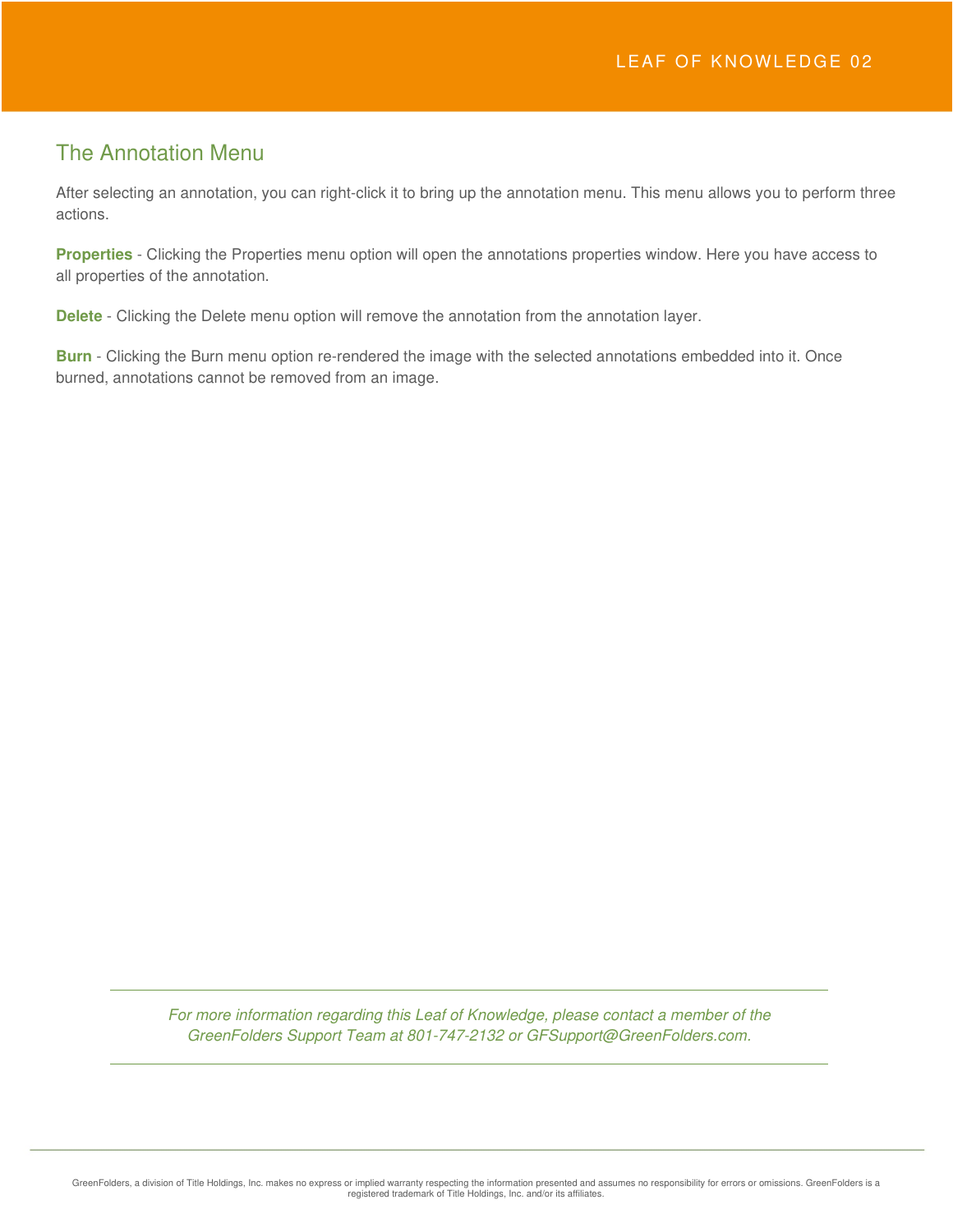## The Annotation Menu

After selecting an annotation, you can right-click it to bring up the annotation menu. This menu allows you to perform three actions.

**Properties** - Clicking the Properties menu option will open the annotations properties window. Here you have access to all properties of the annotation.

**Delete** - Clicking the Delete menu option will remove the annotation from the annotation layer.

**Burn** - Clicking the Burn menu option re-rendered the image with the selected annotations embedded into it. Once burned, annotations cannot be removed from an image.

---

*For more information regarding this Leaf of Knowledge, please contact a member of the GreenFolders Support Team at 801-747-2132 or GFSupport@GreenFolders.com.*

---

GreenFolders, a division of Title Holdings, Inc. makes no express or implied warranty respecting the information presented and assumes no responsibility for errors or omissions. GreenFolders is a registered trademark of Title Holdings, Inc. and/or its affiliates.